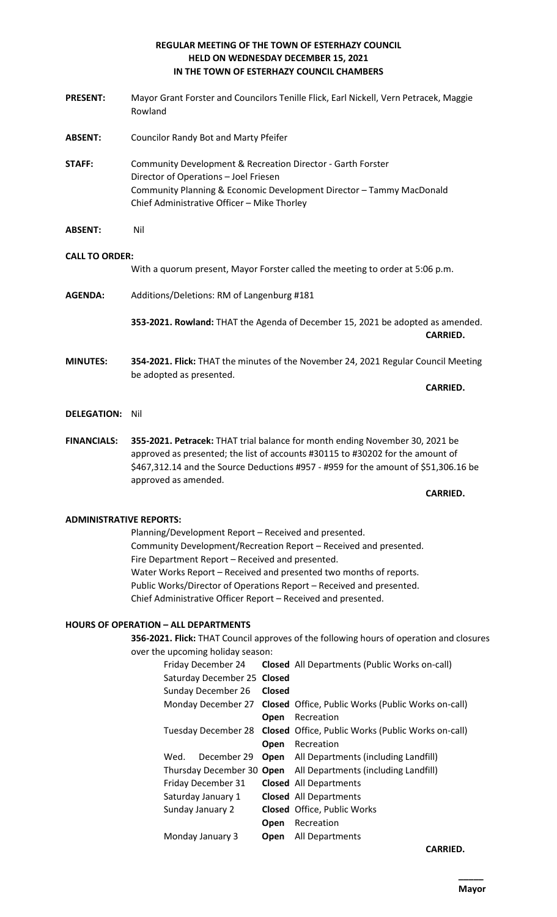**REGULAR MEETING OF THE TOWN OF ESTERHAZY COUNCIL**
**HELD ON WEDNESDAY DECEMBER 15, 2021**
**IN THE TOWN OF ESTERHAZY COUNCIL CHAMBERS**

**PRESENT:** Mayor Grant Forster and Councilors Tenille Flick, Earl Nickell, Vern Petracek, Maggie Rowland

**ABSENT:** Councilor Randy Bot and Marty Pfeifer

**STAFF:** Community Development & Recreation Director - Garth Forster
Director of Operations – Joel Friesen
Community Planning & Economic Development Director – Tammy MacDonald
Chief Administrative Officer – Mike Thorley

**ABSENT:** Nil

**CALL TO ORDER:**
With a quorum present, Mayor Forster called the meeting to order at 5:06 p.m.

**AGENDA:** Additions/Deletions: RM of Langenburg #181

**353-2021. Rowland:** THAT the Agenda of December 15, 2021 be adopted as amended.
**CARRIED.**

**MINUTES:** **354-2021. Flick:** THAT the minutes of the November 24, 2021 Regular Council Meeting be adopted as presented.
**CARRIED.**

**DELEGATION:** Nil

**FINANCIALS:** **355-2021. Petracek:** THAT trial balance for month ending November 30, 2021 be approved as presented; the list of accounts #30115 to #30202 for the amount of $467,312.14 and the Source Deductions #957 - #959 for the amount of $51,306.16 be approved as amended.
**CARRIED.**

**ADMINISTRATIVE REPORTS:**
Planning/Development Report – Received and presented.
Community Development/Recreation Report – Received and presented.
Fire Department Report – Received and presented.
Water Works Report – Received and presented two months of reports.
Public Works/Director of Operations Report – Received and presented.
Chief Administrative Officer Report – Received and presented.

**HOURS OF OPERATION – ALL DEPARTMENTS**
**356-2021. Flick:** THAT Council approves of the following hours of operation and closures over the upcoming holiday season:

| | | |
|---|---|---|
| Friday December 24 | **Closed** | All Departments (Public Works on-call) |
| Saturday December 25 | **Closed** | |
| Sunday December 26 | **Closed** | |
| Monday December 27 | **Closed** | Office, Public Works (Public Works on-call) |
| | **Open** | Recreation |
| Tuesday December 28 | **Closed** | Office, Public Works (Public Works on-call) |
| | **Open** | Recreation |
| Wed. December 29 | **Open** | All Departments (including Landfill) |
| Thursday December 30 | **Open** | All Departments (including Landfill) |
| Friday December 31 | **Closed** | All Departments |
| Saturday January 1 | **Closed** | All Departments |
| Sunday January 2 | **Closed** | Office, Public Works |
| | **Open** | Recreation |
| Monday January 3 | **Open** | All Departments |

**CARRIED.**

_____
**Mayor**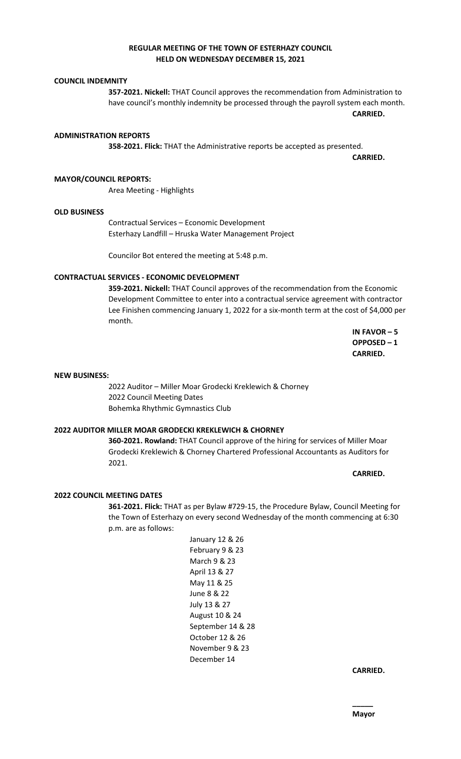**REGULAR MEETING OF THE TOWN OF ESTERHAZY COUNCIL**
**HELD ON WEDNESDAY DECEMBER 15, 2021**

**COUNCIL INDEMNITY**

**357-2021. Nickell:** THAT Council approves the recommendation from Administration to have council's monthly indemnity be processed through the payroll system each month.

**CARRIED.**

**ADMINISTRATION REPORTS**

**358-2021. Flick:** THAT the Administrative reports be accepted as presented.

**CARRIED.**

**MAYOR/COUNCIL REPORTS:**

Area Meeting - Highlights

**OLD BUSINESS**

Contractual Services – Economic Development
Esterhazy Landfill – Hruska Water Management Project

Councilor Bot entered the meeting at 5:48 p.m.

**CONTRACTUAL SERVICES - ECONOMIC DEVELOPMENT**

**359-2021. Nickell:** THAT Council approves of the recommendation from the Economic Development Committee to enter into a contractual service agreement with contractor Lee Finishen commencing January 1, 2022 for a six-month term at the cost of $4,000 per month.

**IN FAVOR – 5**
**OPPOSED – 1**
**CARRIED.**

**NEW BUSINESS:**

2022 Auditor – Miller Moar Grodecki Kreklewich & Chorney
2022 Council Meeting Dates
Bohemka Rhythmic Gymnastics Club

**2022 AUDITOR MILLER MOAR GRODECKI KREKLEWICH & CHORNEY**

**360-2021. Rowland:** THAT Council approve of the hiring for services of Miller Moar Grodecki Kreklewich & Chorney Chartered Professional Accountants as Auditors for 2021.

**CARRIED.**

**2022 COUNCIL MEETING DATES**

**361-2021. Flick:** THAT as per Bylaw #729-15, the Procedure Bylaw, Council Meeting for the Town of Esterhazy on every second Wednesday of the month commencing at 6:30 p.m. are as follows:

January 12 & 26
February 9 & 23
March 9 & 23
April 13 & 27
May 11 & 25
June 8 & 22
July 13 & 27
August 10 & 24
September 14 & 28
October 12 & 26
November 9 & 23
December 14

**CARRIED.**

_____
**Mayor**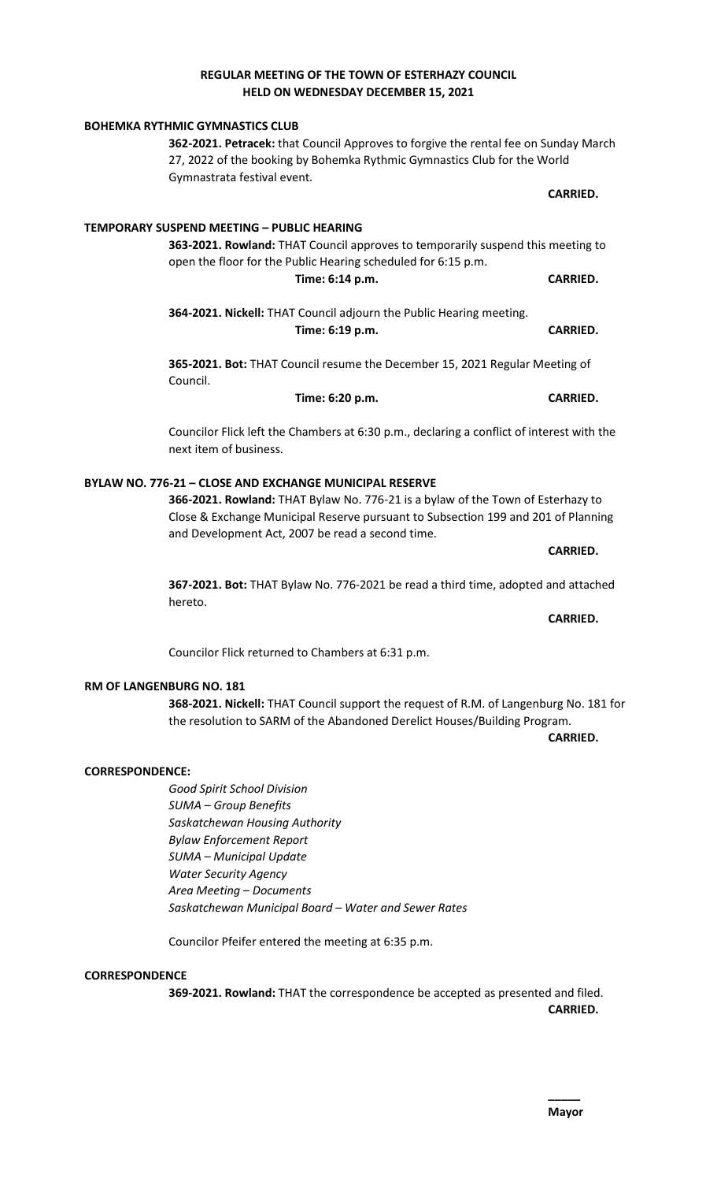**REGULAR MEETING OF THE TOWN OF ESTERHAZY COUNCIL**
**HELD ON WEDNESDAY DECEMBER 15, 2021**

**BOHEMKA RYTHMIC GYMNASTICS CLUB**

**362-2021. Petracek:** that Council Approves to forgive the rental fee on Sunday March 27, 2022 of the booking by Bohemka Rythmic Gymnastics Club for the World Gymnastrata festival event.

**CARRIED.**

**TEMPORARY SUSPEND MEETING – PUBLIC HEARING**

**363-2021. Rowland:** THAT Council approves to temporarily suspend this meeting to open the floor for the Public Hearing scheduled for 6:15 p.m.

**Time: 6:14 p.m.** **CARRIED.**

**364-2021. Nickell:** THAT Council adjourn the Public Hearing meeting.

**Time: 6:19 p.m.** **CARRIED.**

**365-2021. Bot:** THAT Council resume the December 15, 2021 Regular Meeting of Council.

**Time: 6:20 p.m.** **CARRIED.**

Councilor Flick left the Chambers at 6:30 p.m., declaring a conflict of interest with the next item of business.

**BYLAW NO. 776-21 – CLOSE AND EXCHANGE MUNICIPAL RESERVE**

**366-2021. Rowland:** THAT Bylaw No. 776-21 is a bylaw of the Town of Esterhazy to Close & Exchange Municipal Reserve pursuant to Subsection 199 and 201 of Planning and Development Act, 2007 be read a second time.

**CARRIED.**

**367-2021. Bot:** THAT Bylaw No. 776-2021 be read a third time, adopted and attached hereto.

**CARRIED.**

Councilor Flick returned to Chambers at 6:31 p.m.

**RM OF LANGENBURG NO. 181**

**368-2021. Nickell:** THAT Council support the request of R.M. of Langenburg No. 181 for the resolution to SARM of the Abandoned Derelict Houses/Building Program.

**CARRIED.**

**CORRESPONDENCE:**

*Good Spirit School Division*
*SUMA – Group Benefits*
*Saskatchewan Housing Authority*
*Bylaw Enforcement Report*
*SUMA – Municipal Update*
*Water Security Agency*
*Area Meeting – Documents*
*Saskatchewan Municipal Board – Water and Sewer Rates*

Councilor Pfeifer entered the meeting at 6:35 p.m.

**CORRESPONDENCE**

**369-2021. Rowland:** THAT the correspondence be accepted as presented and filed.

**CARRIED.**

_____
**Mayor**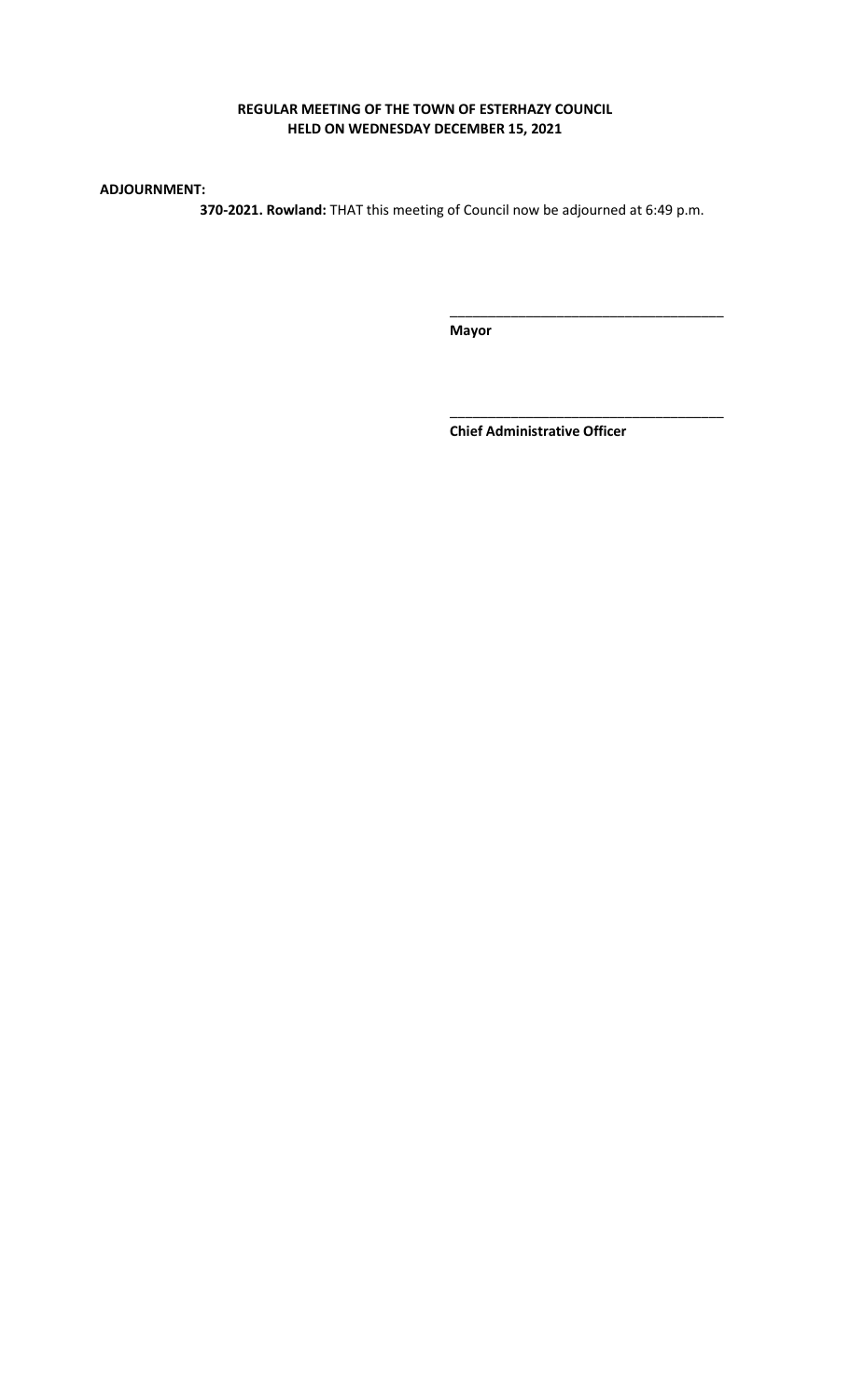**REGULAR MEETING OF THE TOWN OF ESTERHAZY COUNCIL**
**HELD ON WEDNESDAY DECEMBER 15, 2021**

**ADJOURNMENT:**

**370-2021. Rowland:** THAT this meeting of Council now be adjourned at 6:49 p.m.

_____________________________________
**Mayor**

_____________________________________
**Chief Administrative Officer**